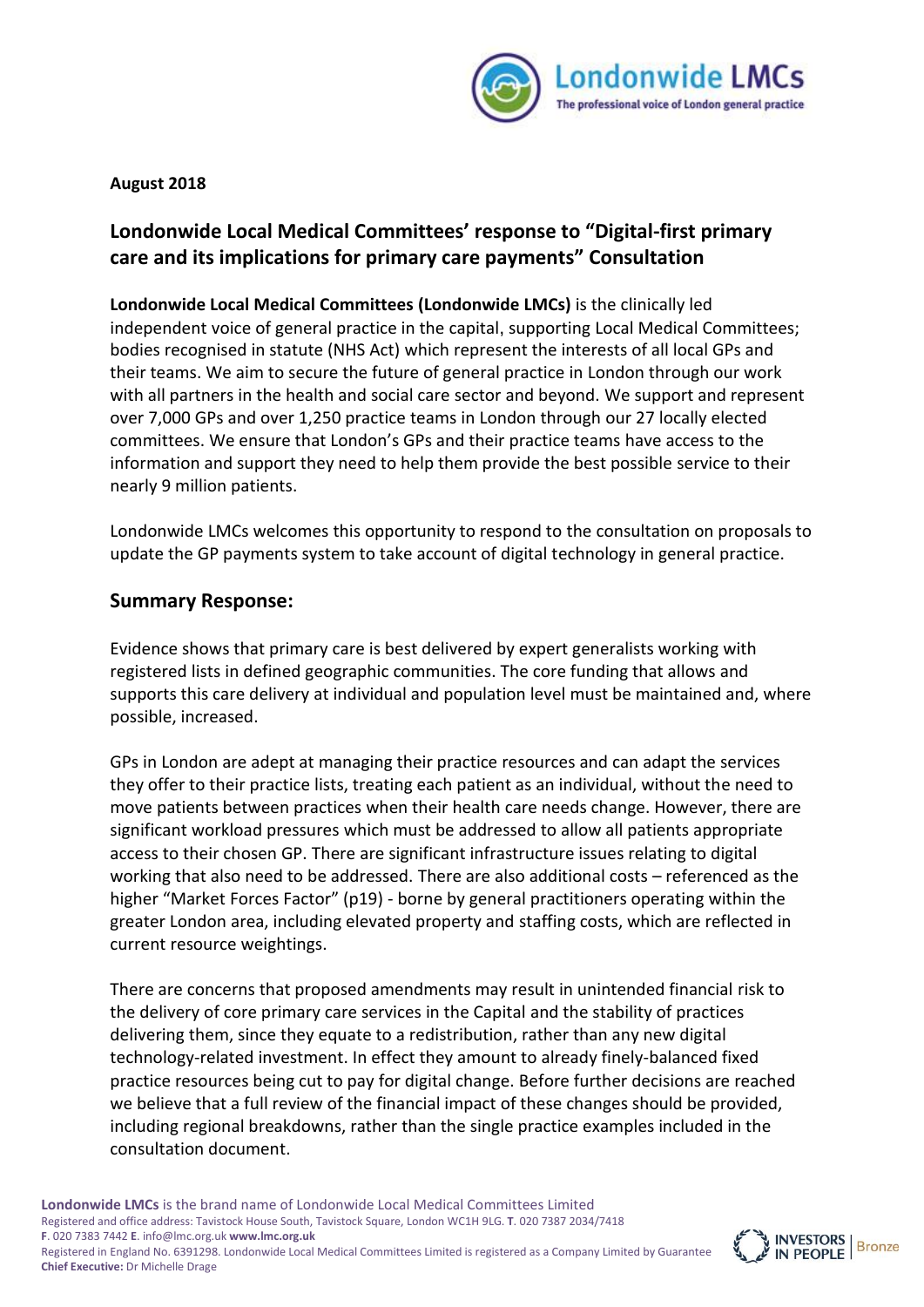**August 2018**

## Londonwide Local Medical Committees' response to "Digital-first primary care and its implications for primary care payments" Consultation

**Londonwide Local Medical Committees (Londonwide LMCs)** is the clinically led independent voice of general practice in the capital, supporting Local Medical Committees; bodies recognised in statute (NHS Act) which represent the interests of all local GPs and their teams. We aim to secure the future of general practice in London through our work with all partners in the health and social care sector and beyond. We support and represent over 7,000 GPs and over 1,250 practice teams in London through our 27 locally elected committees. We ensure that London's GPs and their practice teams have access to the information and support they need to help them provide the best possible service to their nearly 9 million patients.

Londonwide LMCs welcomes this opportunity to respond to the consultation on proposals to update the GP payments system to take account of digital technology in general practice.

### Summary Response:

Evidence shows that primary care is best delivered by expert generalists working with registered lists in defined geographic communities. The core funding that allows and supports this care delivery at individual and population level must be maintained and, where possible, increased.

GPs in London are adept at managing their practice resources and can adapt the services they offer to their practice lists, treating each patient as an individual, without the need to move patients between practices when their health care needs change. However, there are significant workload pressures which must be addressed to allow all patients appropriate access to their chosen GP. There are significant infrastructure issues relating to digital working that also need to be addressed. There are also additional costs – referenced as the higher "Market Forces Factor" (p19) - borne by general practitioners operating within the greater London area, including elevated property and staffing costs, which are reflected in current resource weightings.

There are concerns that proposed amendments may result in unintended financial risk to the delivery of core primary care services in the Capital and the stability of practices delivering them, since they equate to a redistribution, rather than any new digital technology-related investment. In effect they amount to already finely-balanced fixed practice resources being cut to pay for digital change. Before further decisions are reached we believe that a full review of the financial impact of these changes should be provided, including regional breakdowns, rather than the single practice examples included in the consultation document.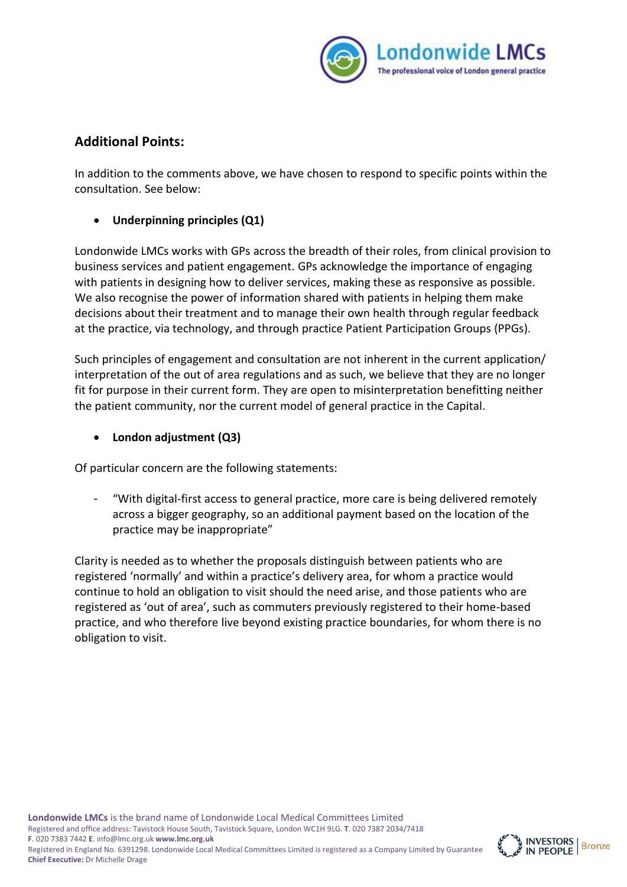## Additional Points:

In addition to the comments above, we have chosen to respond to specific points within the consultation. See below:

- **Underpinning principles (Q1)**

Londonwide LMCs works with GPs across the breadth of their roles, from clinical provision to business services and patient engagement. GPs acknowledge the importance of engaging with patients in designing how to deliver services, making these as responsive as possible. We also recognise the power of information shared with patients in helping them make decisions about their treatment and to manage their own health through regular feedback at the practice, via technology, and through practice Patient Participation Groups (PPGs).

Such principles of engagement and consultation are not inherent in the current application/ interpretation of the out of area regulations and as such, we believe that they are no longer fit for purpose in their current form. They are open to misinterpretation benefitting neither the patient community, nor the current model of general practice in the Capital.

- **London adjustment (Q3)**

Of particular concern are the following statements:

- "With digital-first access to general practice, more care is being delivered remotely across a bigger geography, so an additional payment based on the location of the practice may be inappropriate"

Clarity is needed as to whether the proposals distinguish between patients who are registered 'normally' and within a practice's delivery area, for whom a practice would continue to hold an obligation to visit should the need arise, and those patients who are registered as 'out of area', such as commuters previously registered to their home-based practice, and who therefore live beyond existing practice boundaries, for whom there is no obligation to visit.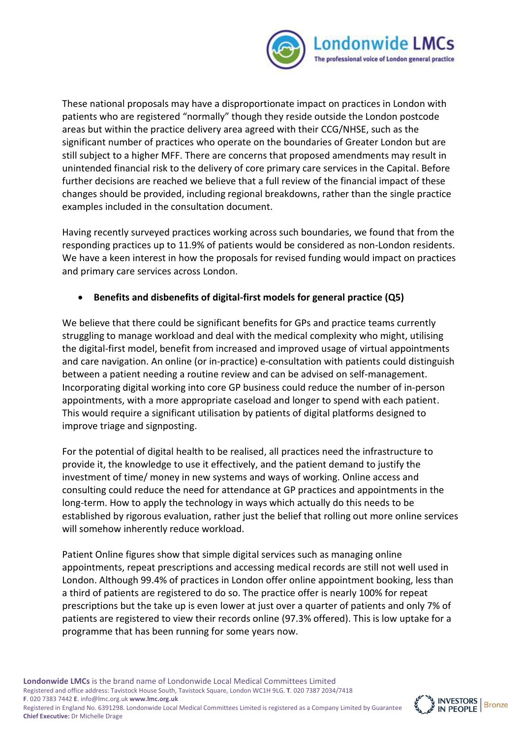These national proposals may have a disproportionate impact on practices in London with patients who are registered "normally" though they reside outside the London postcode areas but within the practice delivery area agreed with their CCG/NHSE, such as the significant number of practices who operate on the boundaries of Greater London but are still subject to a higher MFF. There are concerns that proposed amendments may result in unintended financial risk to the delivery of core primary care services in the Capital. Before further decisions are reached we believe that a full review of the financial impact of these changes should be provided, including regional breakdowns, rather than the single practice examples included in the consultation document.

Having recently surveyed practices working across such boundaries, we found that from the responding practices up to 11.9% of patients would be considered as non-London residents. We have a keen interest in how the proposals for revised funding would impact on practices and primary care services across London.

- **Benefits and disbenefits of digital-first models for general practice (Q5)**

We believe that there could be significant benefits for GPs and practice teams currently struggling to manage workload and deal with the medical complexity who might, utilising the digital-first model, benefit from increased and improved usage of virtual appointments and care navigation. An online (or in-practice) e-consultation with patients could distinguish between a patient needing a routine review and can be advised on self-management. Incorporating digital working into core GP business could reduce the number of in-person appointments, with a more appropriate caseload and longer to spend with each patient. This would require a significant utilisation by patients of digital platforms designed to improve triage and signposting.

For the potential of digital health to be realised, all practices need the infrastructure to provide it, the knowledge to use it effectively, and the patient demand to justify the investment of time/ money in new systems and ways of working. Online access and consulting could reduce the need for attendance at GP practices and appointments in the long-term. How to apply the technology in ways which actually do this needs to be established by rigorous evaluation, rather just the belief that rolling out more online services will somehow inherently reduce workload.

Patient Online figures show that simple digital services such as managing online appointments, repeat prescriptions and accessing medical records are still not well used in London. Although 99.4% of practices in London offer online appointment booking, less than a third of patients are registered to do so. The practice offer is nearly 100% for repeat prescriptions but the take up is even lower at just over a quarter of patients and only 7% of patients are registered to view their records online (97.3% offered). This is low uptake for a programme that has been running for some years now.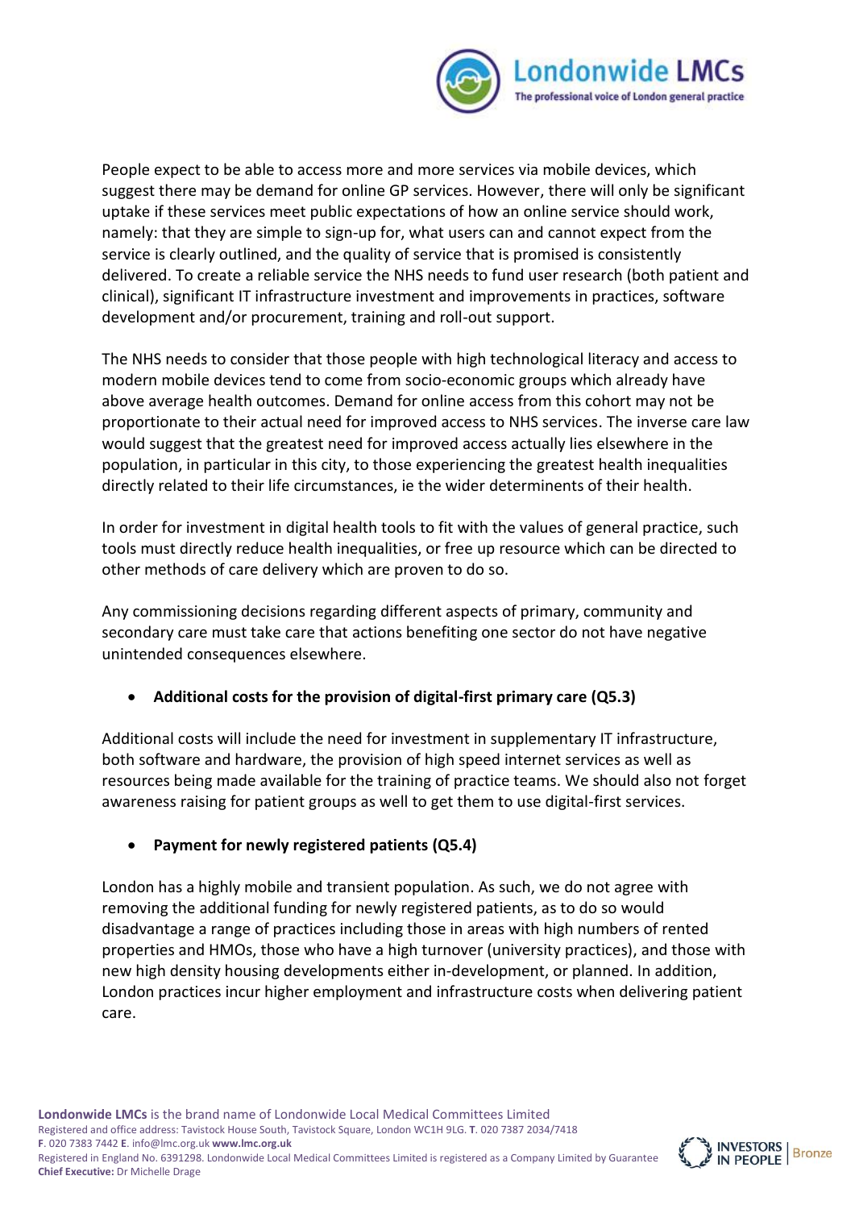People expect to be able to access more and more services via mobile devices, which suggest there may be demand for online GP services. However, there will only be significant uptake if these services meet public expectations of how an online service should work, namely: that they are simple to sign-up for, what users can and cannot expect from the service is clearly outlined, and the quality of service that is promised is consistently delivered. To create a reliable service the NHS needs to fund user research (both patient and clinical), significant IT infrastructure investment and improvements in practices, software development and/or procurement, training and roll-out support.

The NHS needs to consider that those people with high technological literacy and access to modern mobile devices tend to come from socio-economic groups which already have above average health outcomes. Demand for online access from this cohort may not be proportionate to their actual need for improved access to NHS services. The inverse care law would suggest that the greatest need for improved access actually lies elsewhere in the population, in particular in this city, to those experiencing the greatest health inequalities directly related to their life circumstances, ie the wider determinents of their health.

In order for investment in digital health tools to fit with the values of general practice, such tools must directly reduce health inequalities, or free up resource which can be directed to other methods of care delivery which are proven to do so.

Any commissioning decisions regarding different aspects of primary, community and secondary care must take care that actions benefiting one sector do not have negative unintended consequences elsewhere.

- **Additional costs for the provision of digital-first primary care (Q5.3)**

Additional costs will include the need for investment in supplementary IT infrastructure, both software and hardware, the provision of high speed internet services as well as resources being made available for the training of practice teams. We should also not forget awareness raising for patient groups as well to get them to use digital-first services.

- **Payment for newly registered patients (Q5.4)**

London has a highly mobile and transient population. As such, we do not agree with removing the additional funding for newly registered patients, as to do so would disadvantage a range of practices including those in areas with high numbers of rented properties and HMOs, those who have a high turnover (university practices), and those with new high density housing developments either in-development, or planned. In addition, London practices incur higher employment and infrastructure costs when delivering patient care.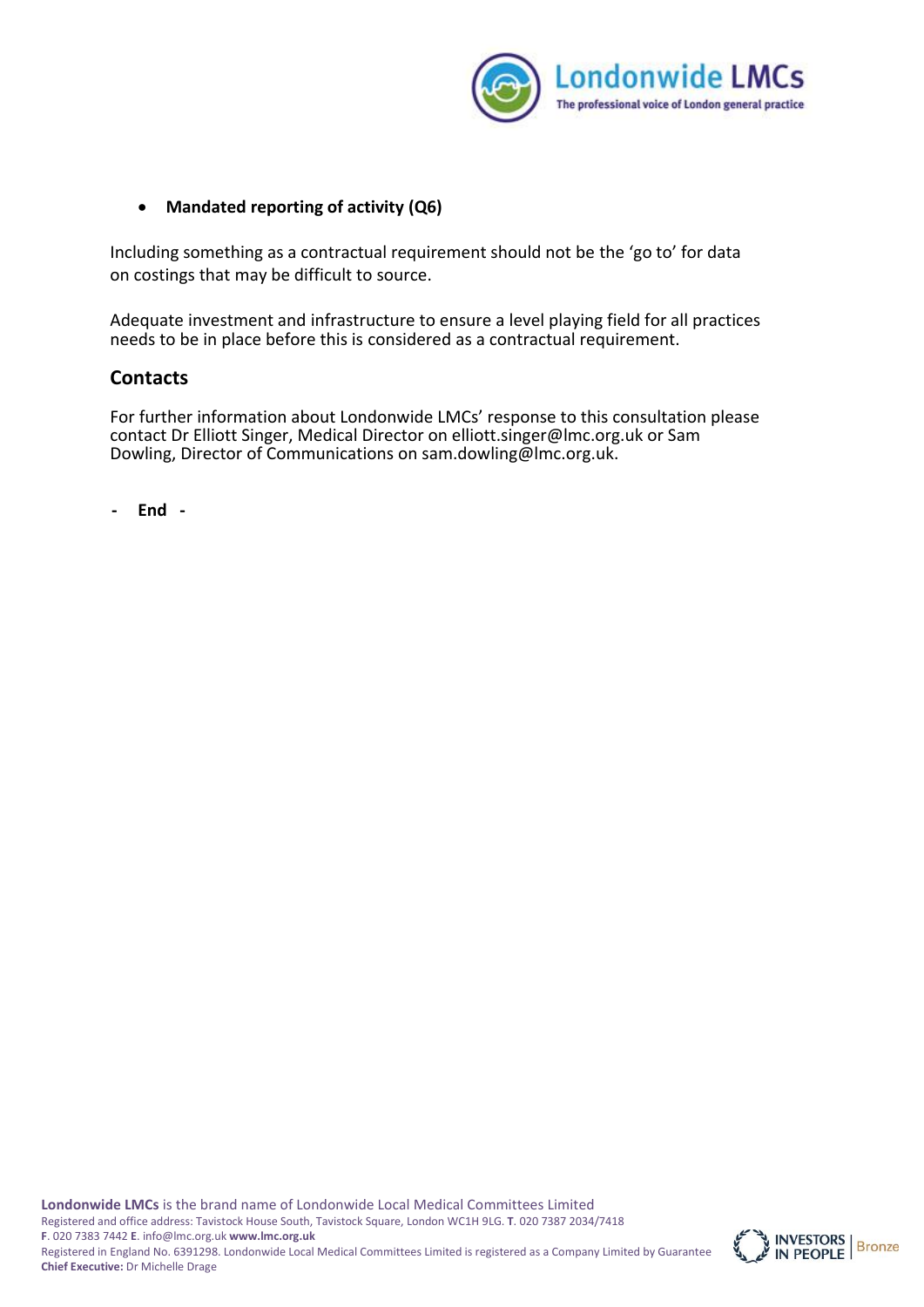- **Mandated reporting of activity (Q6)**

Including something as a contractual requirement should not be the 'go to' for data on costings that may be difficult to source.

Adequate investment and infrastructure to ensure a level playing field for all practices needs to be in place before this is considered as a contractual requirement.

## Contacts

For further information about Londonwide LMCs' response to this consultation please contact Dr Elliott Singer, Medical Director on elliott.singer@lmc.org.uk or Sam Dowling, Director of Communications on sam.dowling@lmc.org.uk.

**- End -**